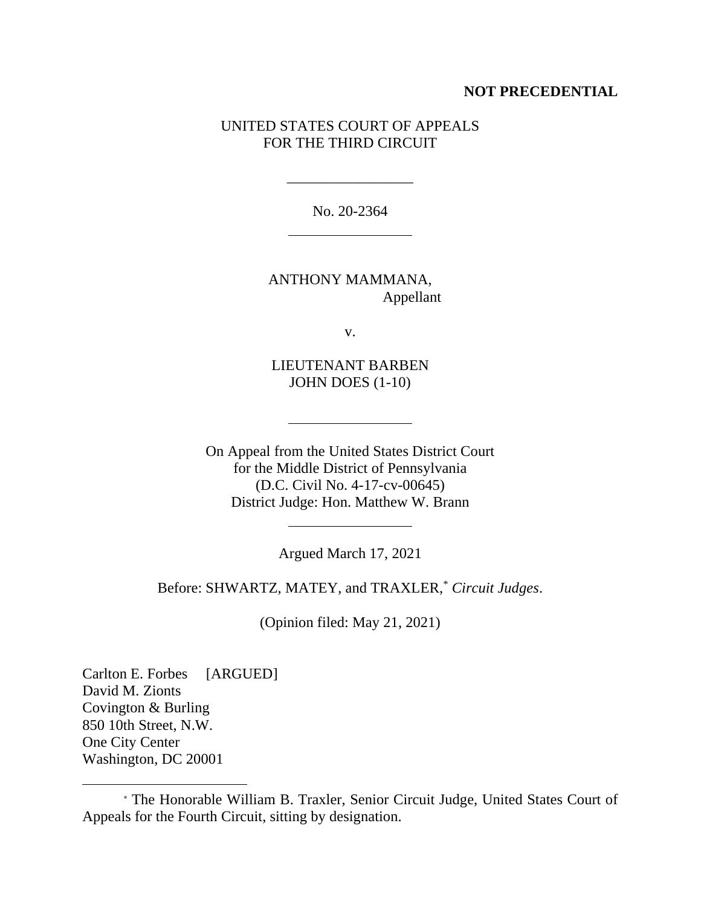**NOT PRECEDENTIAL**

UNITED STATES COURT OF APPEALS
FOR THE THIRD CIRCUIT

---

No. 20-2364

---

ANTHONY MAMMANA,
Appellant

v.

LIEUTENANT BARBEN
JOHN DOES (1-10)

---

On Appeal from the United States District Court
for the Middle District of Pennsylvania
(D.C. Civil No. 4-17-cv-00645)
District Judge: Hon. Matthew W. Brann

---

Argued March 17, 2021

Before: SHWARTZ, MATEY, and TRAXLER,* *Circuit Judges*.

(Opinion filed: May 21, 2021)

Carlton E. Forbes [ARGUED]
David M. Zionts
Covington & Burling
850 10th Street, N.W.
One City Center
Washington, DC 20001

---

* The Honorable William B. Traxler, Senior Circuit Judge, United States Court of Appeals for the Fourth Circuit, sitting by designation.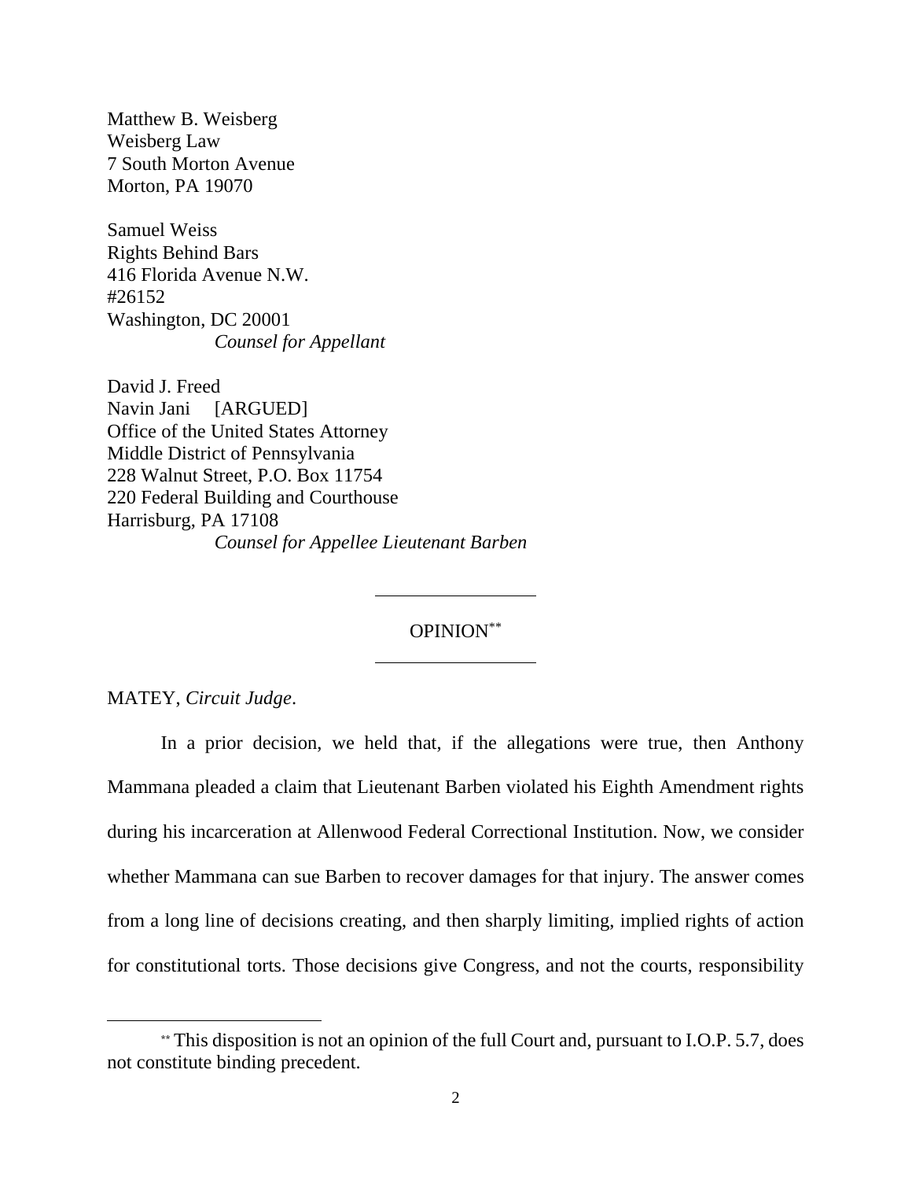Matthew B. Weisberg
Weisberg Law
7 South Morton Avenue
Morton, PA 19070

Samuel Weiss
Rights Behind Bars
416 Florida Avenue N.W.
#26152
Washington, DC 20001
*Counsel for Appellant*

David J. Freed
Navin Jani [ARGUED]
Office of the United States Attorney
Middle District of Pennsylvania
228 Walnut Street, P.O. Box 11754
220 Federal Building and Courthouse
Harrisburg, PA 17108
*Counsel for Appellee Lieutenant Barben*

---

OPINION[**]

---

MATEY, *Circuit Judge*.

In a prior decision, we held that, if the allegations were true, then Anthony Mammana pleaded a claim that Lieutenant Barben violated his Eighth Amendment rights during his incarceration at Allenwood Federal Correctional Institution. Now, we consider whether Mammana can sue Barben to recover damages for that injury. The answer comes from a long line of decisions creating, and then sharply limiting, implied rights of action for constitutional torts. Those decisions give Congress, and not the courts, responsibility

[**] This disposition is not an opinion of the full Court and, pursuant to I.O.P. 5.7, does not constitute binding precedent.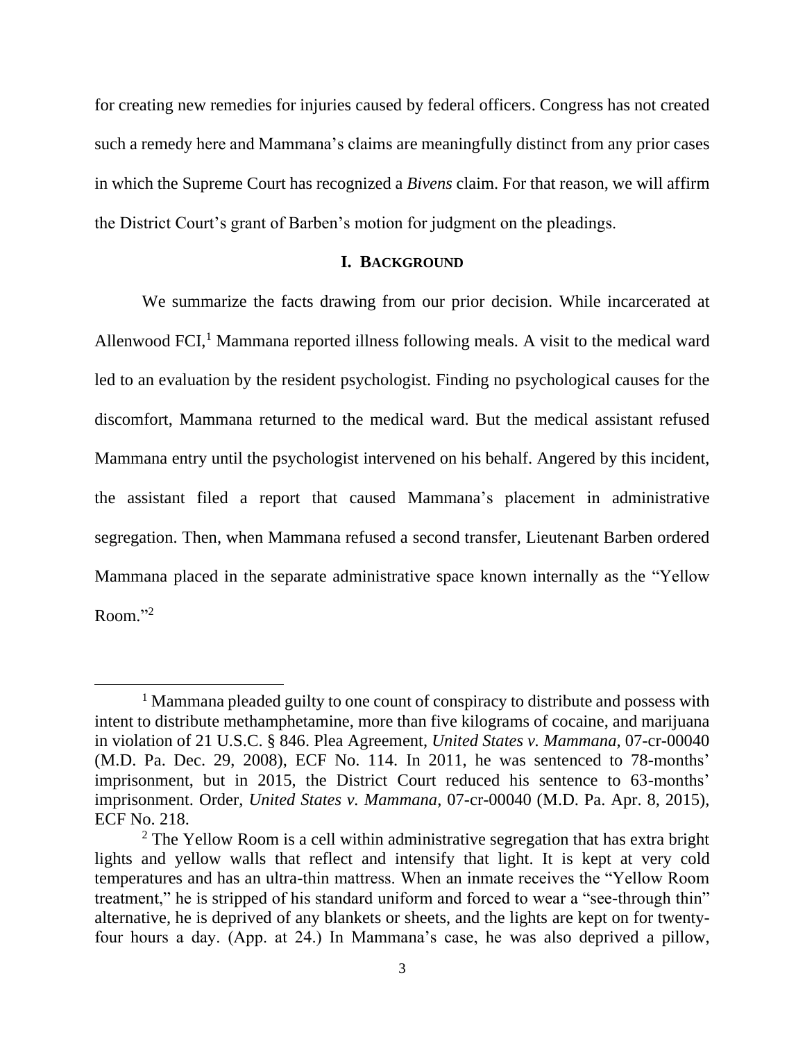for creating new remedies for injuries caused by federal officers. Congress has not created such a remedy here and Mammana's claims are meaningfully distinct from any prior cases in which the Supreme Court has recognized a *Bivens* claim. For that reason, we will affirm the District Court's grant of Barben's motion for judgment on the pleadings.

## I. Background

We summarize the facts drawing from our prior decision. While incarcerated at Allenwood FCI,[1] Mammana reported illness following meals. A visit to the medical ward led to an evaluation by the resident psychologist. Finding no psychological causes for the discomfort, Mammana returned to the medical ward. But the medical assistant refused Mammana entry until the psychologist intervened on his behalf. Angered by this incident, the assistant filed a report that caused Mammana's placement in administrative segregation. Then, when Mammana refused a second transfer, Lieutenant Barben ordered Mammana placed in the separate administrative space known internally as the "Yellow Room."[2]

---

[1] Mammana pleaded guilty to one count of conspiracy to distribute and possess with intent to distribute methamphetamine, more than five kilograms of cocaine, and marijuana in violation of 21 U.S.C. § 846. Plea Agreement, *United States v. Mammana*, 07-cr-00040 (M.D. Pa. Dec. 29, 2008), ECF No. 114. In 2011, he was sentenced to 78-months' imprisonment, but in 2015, the District Court reduced his sentence to 63-months' imprisonment. Order, *United States v. Mammana*, 07-cr-00040 (M.D. Pa. Apr. 8, 2015), ECF No. 218.

[2] The Yellow Room is a cell within administrative segregation that has extra bright lights and yellow walls that reflect and intensify that light. It is kept at very cold temperatures and has an ultra-thin mattress. When an inmate receives the "Yellow Room treatment," he is stripped of his standard uniform and forced to wear a "see-through thin" alternative, he is deprived of any blankets or sheets, and the lights are kept on for twenty-four hours a day. (App. at 24.) In Mammana's case, he was also deprived a pillow,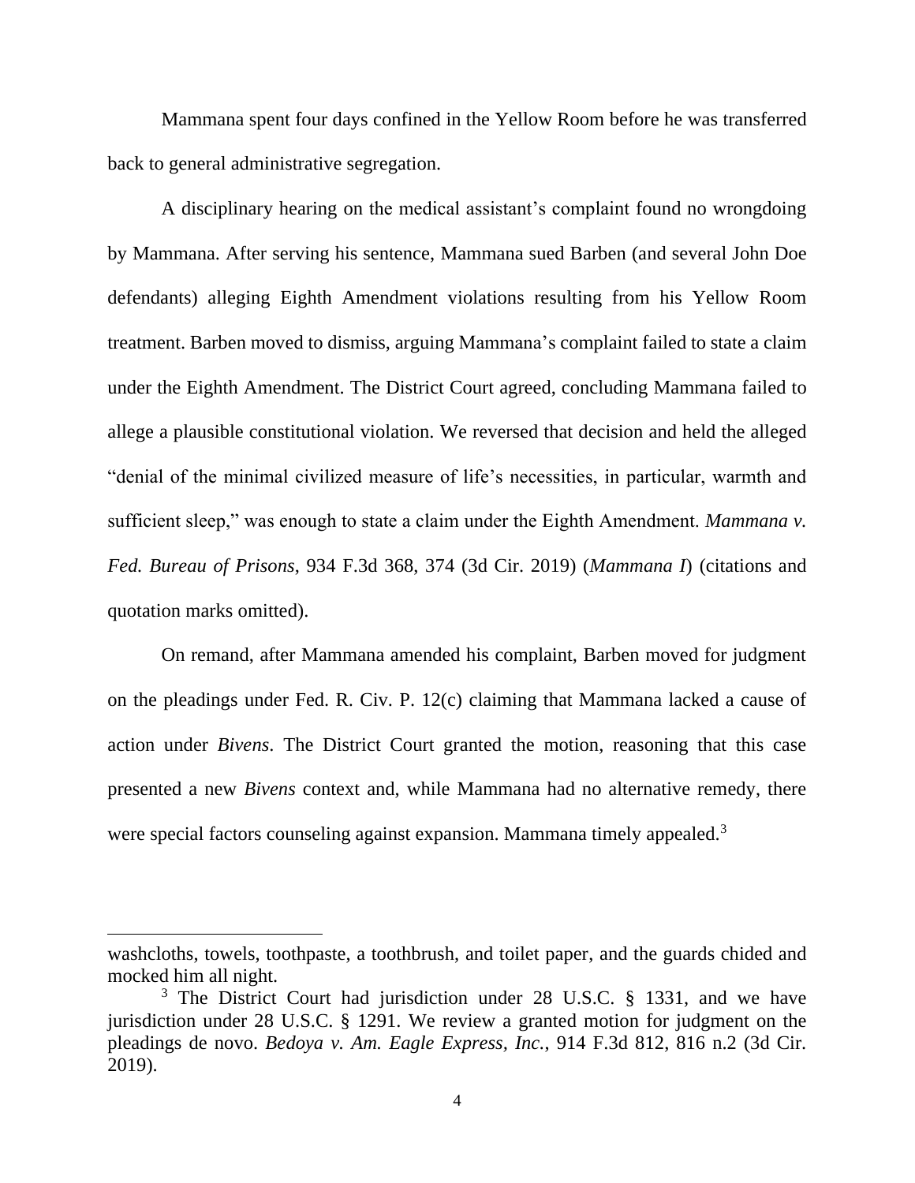Mammana spent four days confined in the Yellow Room before he was transferred back to general administrative segregation.

A disciplinary hearing on the medical assistant's complaint found no wrongdoing by Mammana. After serving his sentence, Mammana sued Barben (and several John Doe defendants) alleging Eighth Amendment violations resulting from his Yellow Room treatment. Barben moved to dismiss, arguing Mammana's complaint failed to state a claim under the Eighth Amendment. The District Court agreed, concluding Mammana failed to allege a plausible constitutional violation. We reversed that decision and held the alleged "denial of the minimal civilized measure of life's necessities, in particular, warmth and sufficient sleep," was enough to state a claim under the Eighth Amendment. *Mammana v. Fed. Bureau of Prisons*, 934 F.3d 368, 374 (3d Cir. 2019) (*Mammana I*) (citations and quotation marks omitted).

On remand, after Mammana amended his complaint, Barben moved for judgment on the pleadings under Fed. R. Civ. P. 12(c) claiming that Mammana lacked a cause of action under *Bivens*. The District Court granted the motion, reasoning that this case presented a new *Bivens* context and, while Mammana had no alternative remedy, there were special factors counseling against expansion. Mammana timely appealed.[3]

---

washcloths, towels, toothpaste, a toothbrush, and toilet paper, and the guards chided and mocked him all night.

[3] The District Court had jurisdiction under 28 U.S.C. § 1331, and we have jurisdiction under 28 U.S.C. § 1291. We review a granted motion for judgment on the pleadings de novo. *Bedoya v. Am. Eagle Express, Inc.*, 914 F.3d 812, 816 n.2 (3d Cir. 2019).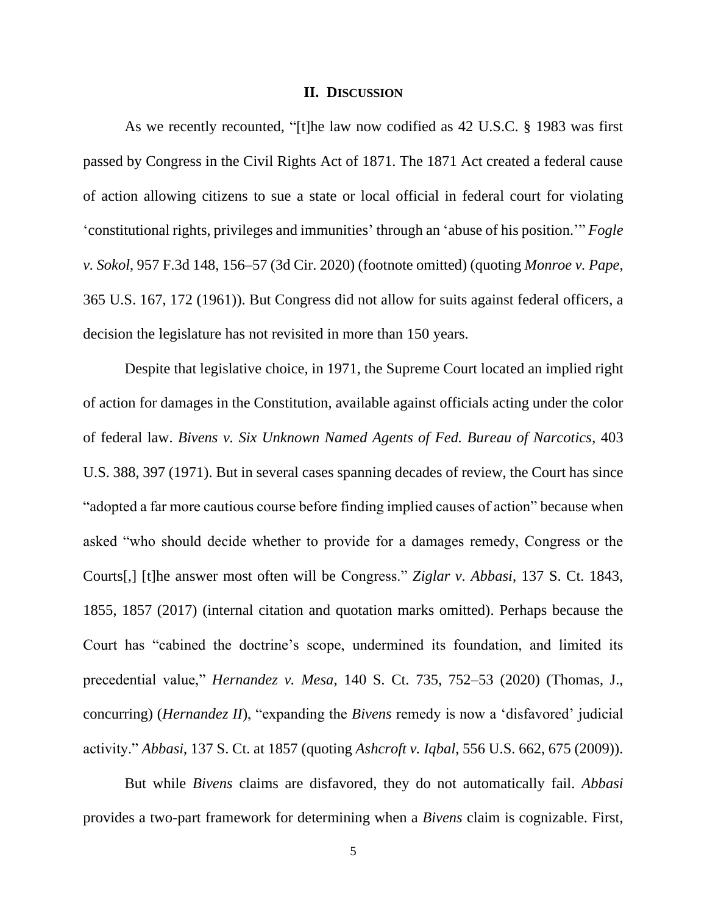## II. DISCUSSION

As we recently recounted, "[t]he law now codified as 42 U.S.C. § 1983 was first passed by Congress in the Civil Rights Act of 1871. The 1871 Act created a federal cause of action allowing citizens to sue a state or local official in federal court for violating 'constitutional rights, privileges and immunities' through an 'abuse of his position.'" *Fogle v. Sokol*, 957 F.3d 148, 156–57 (3d Cir. 2020) (footnote omitted) (quoting *Monroe v. Pape*, 365 U.S. 167, 172 (1961)). But Congress did not allow for suits against federal officers, a decision the legislature has not revisited in more than 150 years.

Despite that legislative choice, in 1971, the Supreme Court located an implied right of action for damages in the Constitution, available against officials acting under the color of federal law. *Bivens v. Six Unknown Named Agents of Fed. Bureau of Narcotics*, 403 U.S. 388, 397 (1971). But in several cases spanning decades of review, the Court has since "adopted a far more cautious course before finding implied causes of action" because when asked "who should decide whether to provide for a damages remedy, Congress or the Courts[,] [t]he answer most often will be Congress." *Ziglar v. Abbasi*, 137 S. Ct. 1843, 1855, 1857 (2017) (internal citation and quotation marks omitted). Perhaps because the Court has "cabined the doctrine's scope, undermined its foundation, and limited its precedential value," *Hernandez v. Mesa*, 140 S. Ct. 735, 752–53 (2020) (Thomas, J., concurring) (*Hernandez II*), "expanding the *Bivens* remedy is now a 'disfavored' judicial activity." *Abbasi*, 137 S. Ct. at 1857 (quoting *Ashcroft v. Iqbal*, 556 U.S. 662, 675 (2009)).

But while *Bivens* claims are disfavored, they do not automatically fail. *Abbasi* provides a two-part framework for determining when a *Bivens* claim is cognizable. First,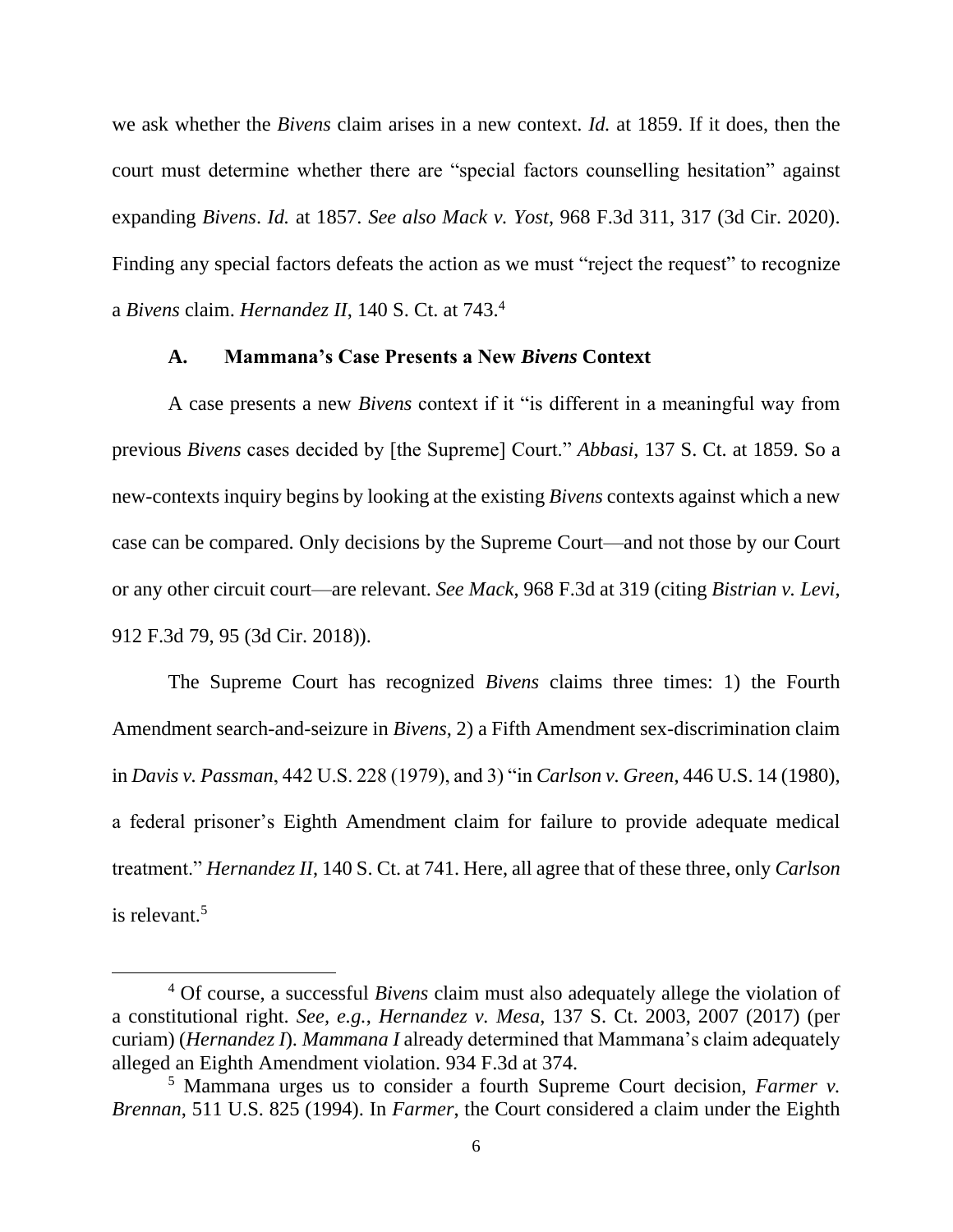we ask whether the *Bivens* claim arises in a new context. *Id.* at 1859. If it does, then the court must determine whether there are "special factors counselling hesitation" against expanding *Bivens*. *Id.* at 1857. *See also Mack v. Yost*, 968 F.3d 311, 317 (3d Cir. 2020). Finding any special factors defeats the action as we must "reject the request" to recognize a *Bivens* claim. *Hernandez II*, 140 S. Ct. at 743.[4]

### A. Mammana's Case Presents a New *Bivens* Context

A case presents a new *Bivens* context if it "is different in a meaningful way from previous *Bivens* cases decided by [the Supreme] Court." *Abbasi*, 137 S. Ct. at 1859. So a new-contexts inquiry begins by looking at the existing *Bivens* contexts against which a new case can be compared. Only decisions by the Supreme Court—and not those by our Court or any other circuit court—are relevant. *See Mack*, 968 F.3d at 319 (citing *Bistrian v. Levi*, 912 F.3d 79, 95 (3d Cir. 2018)).

The Supreme Court has recognized *Bivens* claims three times: 1) the Fourth Amendment search-and-seizure in *Bivens*, 2) a Fifth Amendment sex-discrimination claim in *Davis v. Passman*, 442 U.S. 228 (1979), and 3) "in *Carlson v. Green*, 446 U.S. 14 (1980), a federal prisoner's Eighth Amendment claim for failure to provide adequate medical treatment." *Hernandez II*, 140 S. Ct. at 741. Here, all agree that of these three, only *Carlson* is relevant.[5]

---

[4] Of course, a successful *Bivens* claim must also adequately allege the violation of a constitutional right. *See, e.g.*, *Hernandez v. Mesa*, 137 S. Ct. 2003, 2007 (2017) (per curiam) (*Hernandez I*). *Mammana I* already determined that Mammana's claim adequately alleged an Eighth Amendment violation. 934 F.3d at 374.

[5] Mammana urges us to consider a fourth Supreme Court decision, *Farmer v. Brennan*, 511 U.S. 825 (1994). In *Farmer*, the Court considered a claim under the Eighth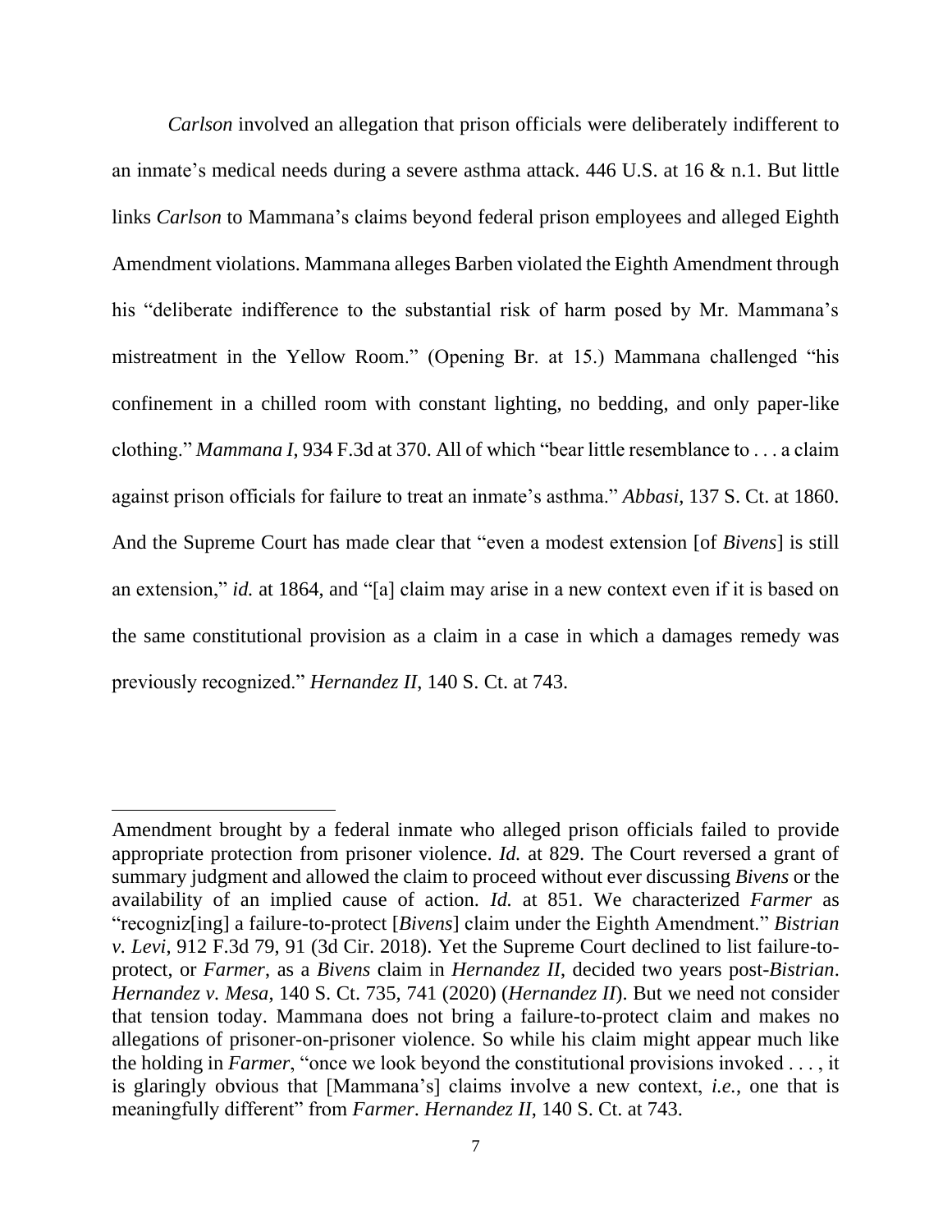*Carlson* involved an allegation that prison officials were deliberately indifferent to an inmate's medical needs during a severe asthma attack. 446 U.S. at 16 & n.1. But little links *Carlson* to Mammana's claims beyond federal prison employees and alleged Eighth Amendment violations. Mammana alleges Barben violated the Eighth Amendment through his "deliberate indifference to the substantial risk of harm posed by Mr. Mammana's mistreatment in the Yellow Room." (Opening Br. at 15.) Mammana challenged "his confinement in a chilled room with constant lighting, no bedding, and only paper-like clothing." *Mammana I*, 934 F.3d at 370. All of which "bear little resemblance to . . . a claim against prison officials for failure to treat an inmate's asthma." *Abbasi*, 137 S. Ct. at 1860. And the Supreme Court has made clear that "even a modest extension [of *Bivens*] is still an extension," *id.* at 1864, and "[a] claim may arise in a new context even if it is based on the same constitutional provision as a claim in a case in which a damages remedy was previously recognized." *Hernandez II*, 140 S. Ct. at 743.

---

Amendment brought by a federal inmate who alleged prison officials failed to provide appropriate protection from prisoner violence. *Id.* at 829. The Court reversed a grant of summary judgment and allowed the claim to proceed without ever discussing *Bivens* or the availability of an implied cause of action. *Id.* at 851. We characterized *Farmer* as "recogniz[ing] a failure-to-protect [*Bivens*] claim under the Eighth Amendment." *Bistrian v. Levi*, 912 F.3d 79, 91 (3d Cir. 2018). Yet the Supreme Court declined to list failure-to-protect, or *Farmer*, as a *Bivens* claim in *Hernandez II*, decided two years post-*Bistrian*. *Hernandez v. Mesa*, 140 S. Ct. 735, 741 (2020) (*Hernandez II*). But we need not consider that tension today. Mammana does not bring a failure-to-protect claim and makes no allegations of prisoner-on-prisoner violence. So while his claim might appear much like the holding in *Farmer*, "once we look beyond the constitutional provisions invoked . . . , it is glaringly obvious that [Mammana's] claims involve a new context, *i.e.*, one that is meaningfully different" from *Farmer*. *Hernandez II*, 140 S. Ct. at 743.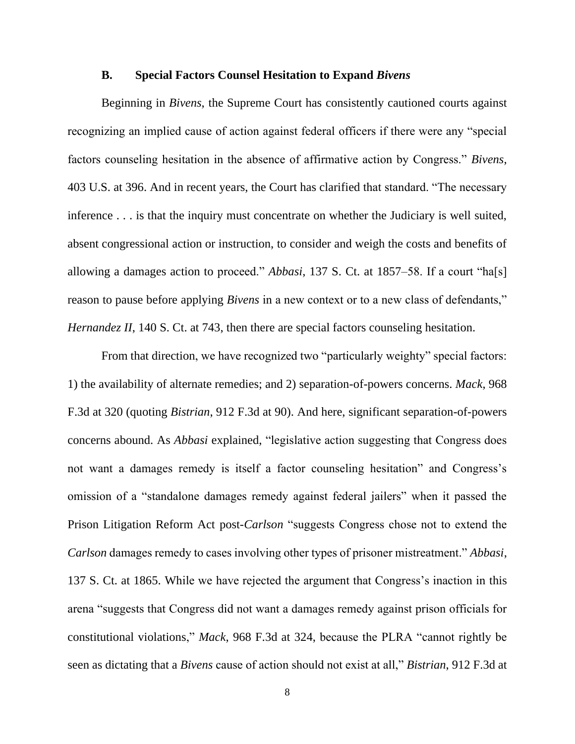### B. Special Factors Counsel Hesitation to Expand *Bivens*

Beginning in *Bivens*, the Supreme Court has consistently cautioned courts against recognizing an implied cause of action against federal officers if there were any "special factors counseling hesitation in the absence of affirmative action by Congress." *Bivens*, 403 U.S. at 396. And in recent years, the Court has clarified that standard. "The necessary inference . . . is that the inquiry must concentrate on whether the Judiciary is well suited, absent congressional action or instruction, to consider and weigh the costs and benefits of allowing a damages action to proceed." *Abbasi*, 137 S. Ct. at 1857–58. If a court "ha[s] reason to pause before applying *Bivens* in a new context or to a new class of defendants," *Hernandez II*, 140 S. Ct. at 743, then there are special factors counseling hesitation.

From that direction, we have recognized two "particularly weighty" special factors: 1) the availability of alternate remedies; and 2) separation-of-powers concerns. *Mack*, 968 F.3d at 320 (quoting *Bistrian*, 912 F.3d at 90). And here, significant separation-of-powers concerns abound. As *Abbasi* explained, "legislative action suggesting that Congress does not want a damages remedy is itself a factor counseling hesitation" and Congress's omission of a "standalone damages remedy against federal jailers" when it passed the Prison Litigation Reform Act post-*Carlson* "suggests Congress chose not to extend the *Carlson* damages remedy to cases involving other types of prisoner mistreatment." *Abbasi*, 137 S. Ct. at 1865. While we have rejected the argument that Congress's inaction in this arena "suggests that Congress did not want a damages remedy against prison officials for constitutional violations," *Mack*, 968 F.3d at 324, because the PLRA "cannot rightly be seen as dictating that a *Bivens* cause of action should not exist at all," *Bistrian*, 912 F.3d at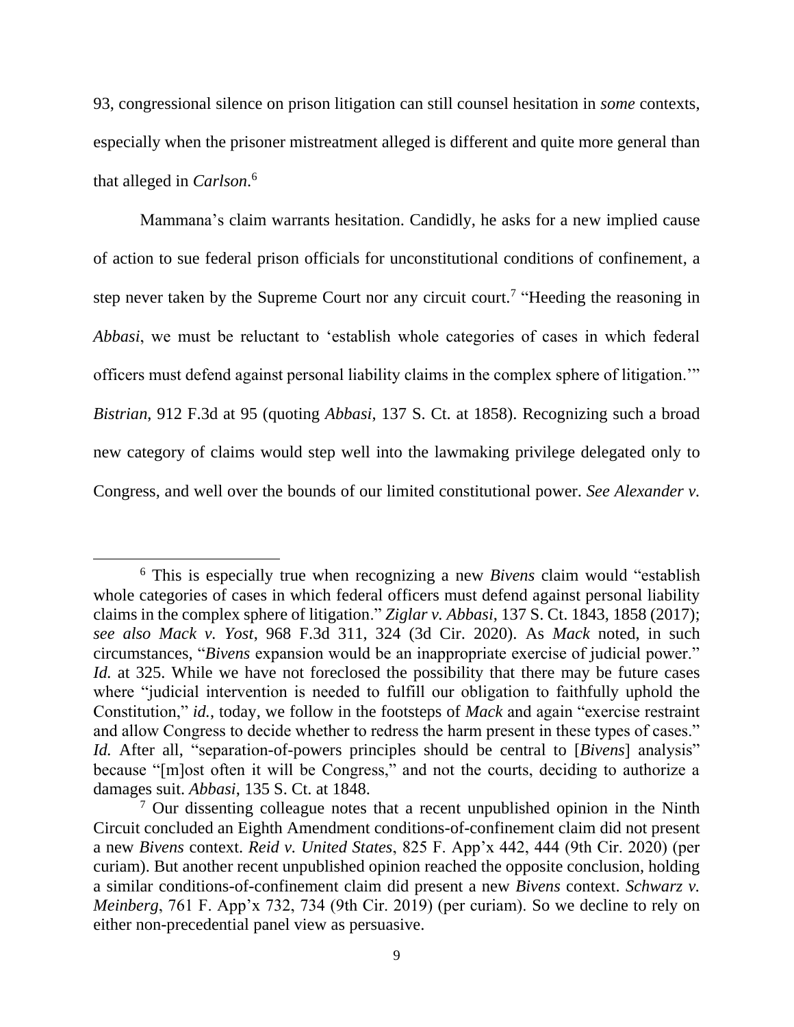93, congressional silence on prison litigation can still counsel hesitation in *some* contexts, especially when the prisoner mistreatment alleged is different and quite more general than that alleged in *Carlson*.[6]

Mammana's claim warrants hesitation. Candidly, he asks for a new implied cause of action to sue federal prison officials for unconstitutional conditions of confinement, a step never taken by the Supreme Court nor any circuit court.[7] "Heeding the reasoning in *Abbasi*, we must be reluctant to 'establish whole categories of cases in which federal officers must defend against personal liability claims in the complex sphere of litigation.'" *Bistrian*, 912 F.3d at 95 (quoting *Abbasi*, 137 S. Ct. at 1858). Recognizing such a broad new category of claims would step well into the lawmaking privilege delegated only to Congress, and well over the bounds of our limited constitutional power. *See Alexander v.*

---

[6] This is especially true when recognizing a new *Bivens* claim would "establish whole categories of cases in which federal officers must defend against personal liability claims in the complex sphere of litigation." *Ziglar v. Abbasi*, 137 S. Ct. 1843, 1858 (2017); *see also Mack v. Yost*, 968 F.3d 311, 324 (3d Cir. 2020). As *Mack* noted, in such circumstances, "*Bivens* expansion would be an inappropriate exercise of judicial power." *Id.* at 325. While we have not foreclosed the possibility that there may be future cases where "judicial intervention is needed to fulfill our obligation to faithfully uphold the Constitution," *id.*, today, we follow in the footsteps of *Mack* and again "exercise restraint and allow Congress to decide whether to redress the harm present in these types of cases." *Id.* After all, "separation-of-powers principles should be central to [*Bivens*] analysis" because "[m]ost often it will be Congress," and not the courts, deciding to authorize a damages suit. *Abbasi*, 135 S. Ct. at 1848.

[7] Our dissenting colleague notes that a recent unpublished opinion in the Ninth Circuit concluded an Eighth Amendment conditions-of-confinement claim did not present a new *Bivens* context. *Reid v. United States*, 825 F. App'x 442, 444 (9th Cir. 2020) (per curiam). But another recent unpublished opinion reached the opposite conclusion, holding a similar conditions-of-confinement claim did present a new *Bivens* context. *Schwarz v. Meinberg*, 761 F. App'x 732, 734 (9th Cir. 2019) (per curiam). So we decline to rely on either non-precedential panel view as persuasive.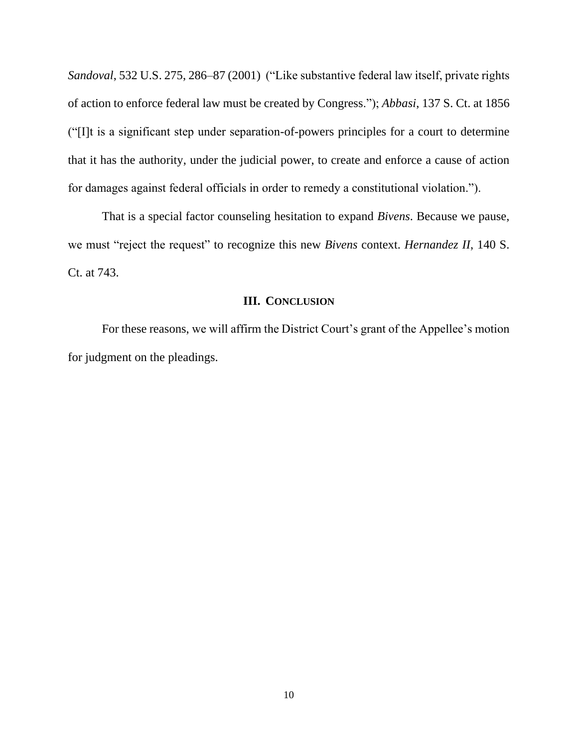*Sandoval*, 532 U.S. 275, 286–87 (2001) ("Like substantive federal law itself, private rights of action to enforce federal law must be created by Congress."); *Abbasi*, 137 S. Ct. at 1856 ("[I]t is a significant step under separation-of-powers principles for a court to determine that it has the authority, under the judicial power, to create and enforce a cause of action for damages against federal officials in order to remedy a constitutional violation.").

That is a special factor counseling hesitation to expand *Bivens*. Because we pause, we must "reject the request" to recognize this new *Bivens* context. *Hernandez II*, 140 S. Ct. at 743.

## III. CONCLUSION

For these reasons, we will affirm the District Court's grant of the Appellee's motion for judgment on the pleadings.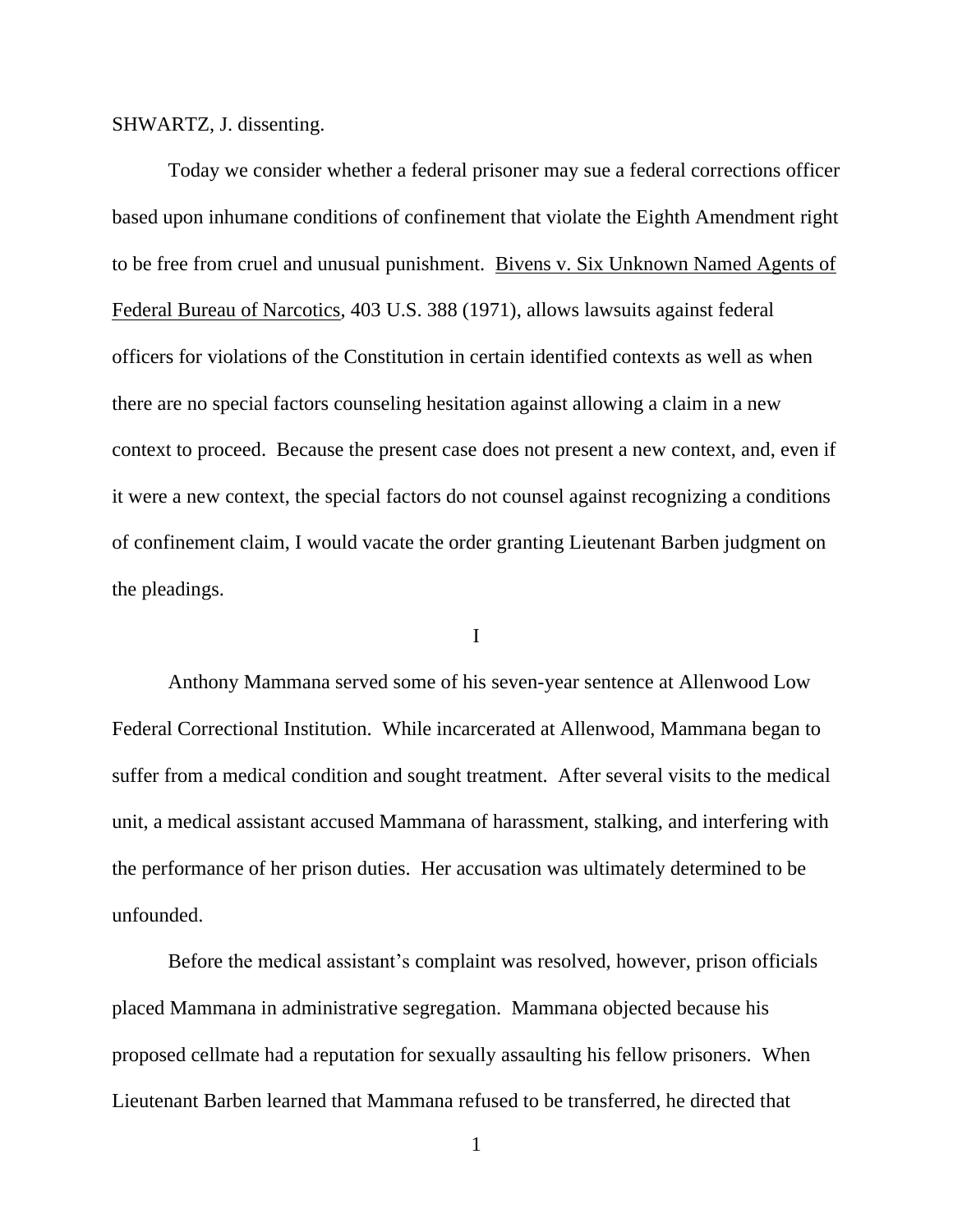SHWARTZ, J. dissenting.

Today we consider whether a federal prisoner may sue a federal corrections officer based upon inhumane conditions of confinement that violate the Eighth Amendment right to be free from cruel and unusual punishment. Bivens v. Six Unknown Named Agents of Federal Bureau of Narcotics, 403 U.S. 388 (1971), allows lawsuits against federal officers for violations of the Constitution in certain identified contexts as well as when there are no special factors counseling hesitation against allowing a claim in a new context to proceed. Because the present case does not present a new context, and, even if it were a new context, the special factors do not counsel against recognizing a conditions of confinement claim, I would vacate the order granting Lieutenant Barben judgment on the pleadings.

## I

Anthony Mammana served some of his seven-year sentence at Allenwood Low Federal Correctional Institution. While incarcerated at Allenwood, Mammana began to suffer from a medical condition and sought treatment. After several visits to the medical unit, a medical assistant accused Mammana of harassment, stalking, and interfering with the performance of her prison duties. Her accusation was ultimately determined to be unfounded.

Before the medical assistant's complaint was resolved, however, prison officials placed Mammana in administrative segregation. Mammana objected because his proposed cellmate had a reputation for sexually assaulting his fellow prisoners. When Lieutenant Barben learned that Mammana refused to be transferred, he directed that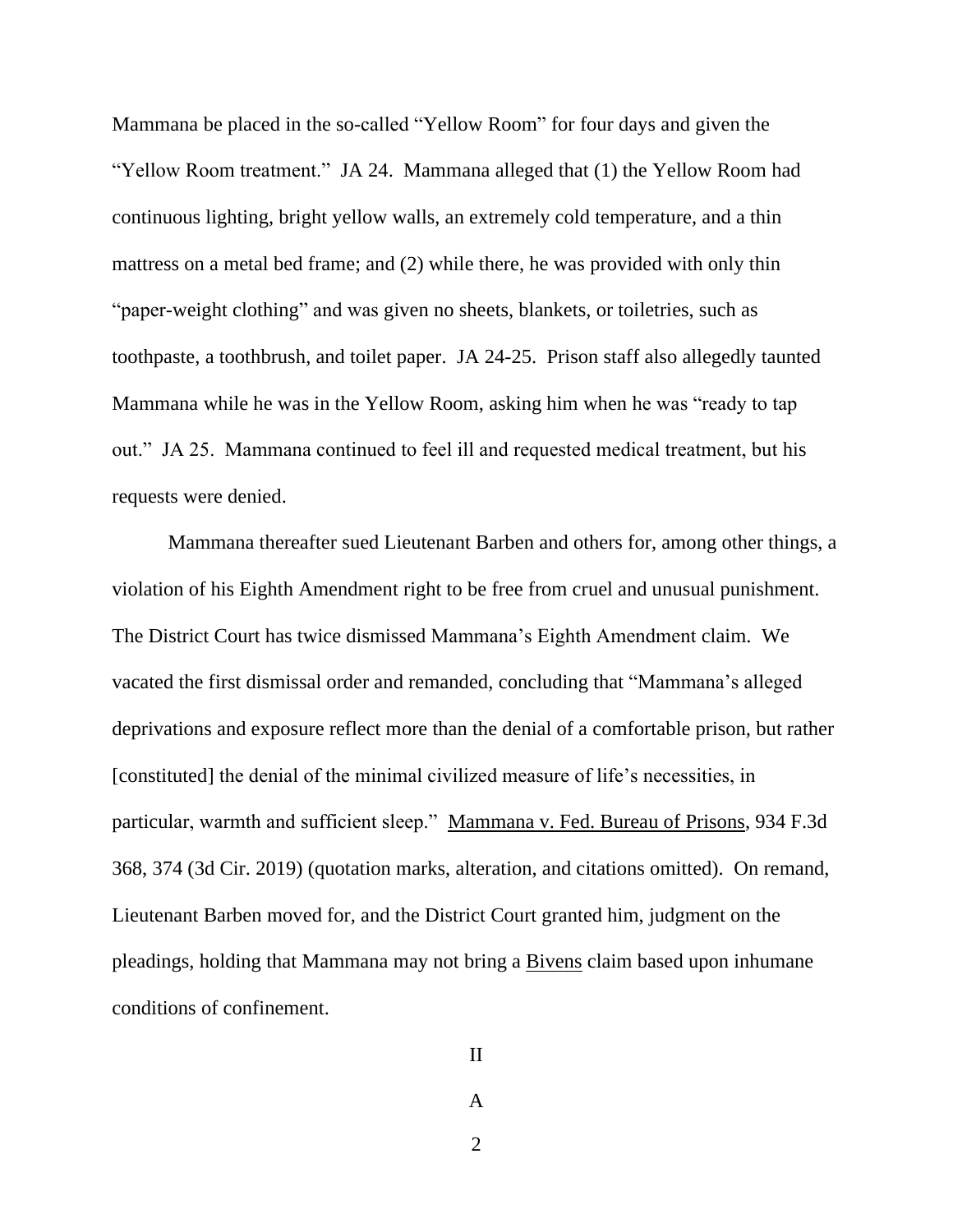Mammana be placed in the so-called "Yellow Room" for four days and given the "Yellow Room treatment." JA 24. Mammana alleged that (1) the Yellow Room had continuous lighting, bright yellow walls, an extremely cold temperature, and a thin mattress on a metal bed frame; and (2) while there, he was provided with only thin "paper-weight clothing" and was given no sheets, blankets, or toiletries, such as toothpaste, a toothbrush, and toilet paper. JA 24-25. Prison staff also allegedly taunted Mammana while he was in the Yellow Room, asking him when he was "ready to tap out." JA 25. Mammana continued to feel ill and requested medical treatment, but his requests were denied.

Mammana thereafter sued Lieutenant Barben and others for, among other things, a violation of his Eighth Amendment right to be free from cruel and unusual punishment. The District Court has twice dismissed Mammana's Eighth Amendment claim. We vacated the first dismissal order and remanded, concluding that "Mammana's alleged deprivations and exposure reflect more than the denial of a comfortable prison, but rather [constituted] the denial of the minimal civilized measure of life's necessities, in particular, warmth and sufficient sleep." Mammana v. Fed. Bureau of Prisons, 934 F.3d 368, 374 (3d Cir. 2019) (quotation marks, alteration, and citations omitted). On remand, Lieutenant Barben moved for, and the District Court granted him, judgment on the pleadings, holding that Mammana may not bring a Bivens claim based upon inhumane conditions of confinement.

## II

### A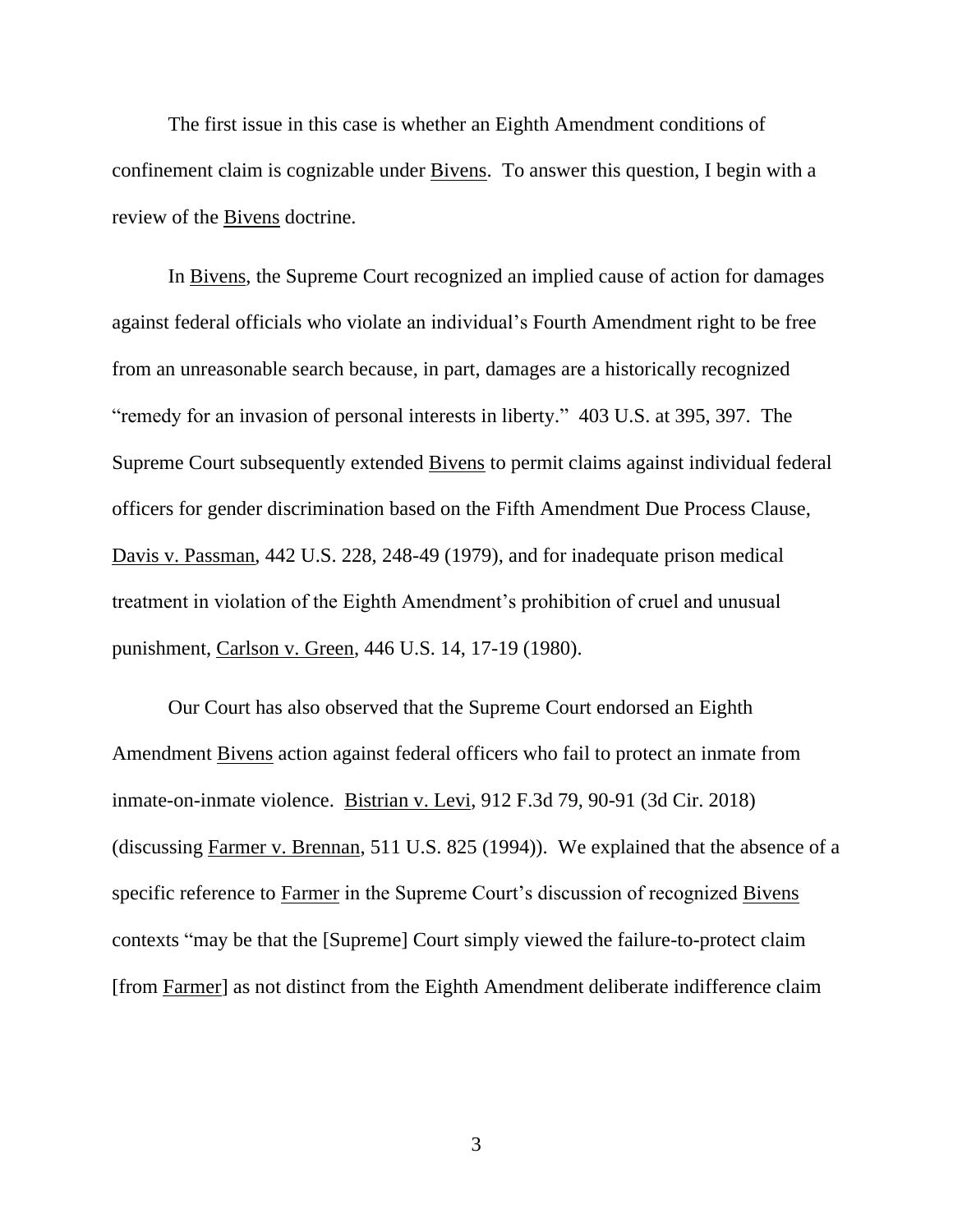The first issue in this case is whether an Eighth Amendment conditions of confinement claim is cognizable under Bivens. To answer this question, I begin with a review of the Bivens doctrine.

In Bivens, the Supreme Court recognized an implied cause of action for damages against federal officials who violate an individual's Fourth Amendment right to be free from an unreasonable search because, in part, damages are a historically recognized "remedy for an invasion of personal interests in liberty." 403 U.S. at 395, 397. The Supreme Court subsequently extended Bivens to permit claims against individual federal officers for gender discrimination based on the Fifth Amendment Due Process Clause, Davis v. Passman, 442 U.S. 228, 248-49 (1979), and for inadequate prison medical treatment in violation of the Eighth Amendment's prohibition of cruel and unusual punishment, Carlson v. Green, 446 U.S. 14, 17-19 (1980).

Our Court has also observed that the Supreme Court endorsed an Eighth Amendment Bivens action against federal officers who fail to protect an inmate from inmate-on-inmate violence. Bistrian v. Levi, 912 F.3d 79, 90-91 (3d Cir. 2018) (discussing Farmer v. Brennan, 511 U.S. 825 (1994)). We explained that the absence of a specific reference to Farmer in the Supreme Court's discussion of recognized Bivens contexts "may be that the [Supreme] Court simply viewed the failure-to-protect claim [from Farmer] as not distinct from the Eighth Amendment deliberate indifference claim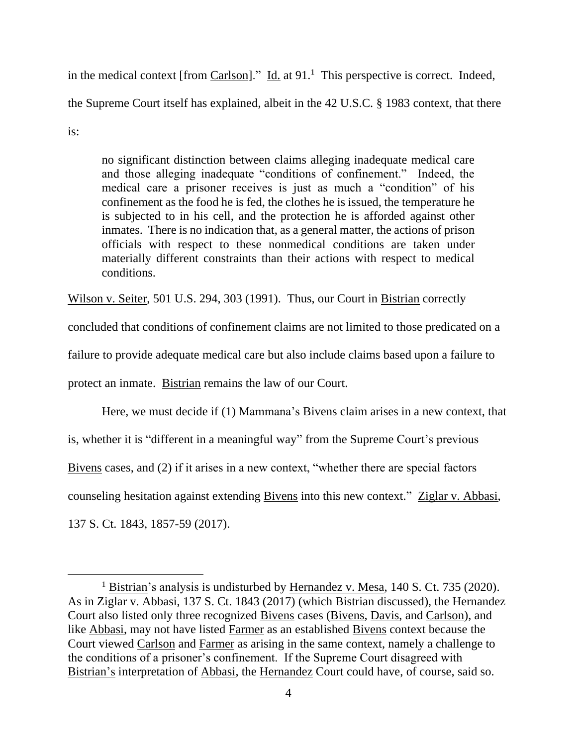in the medical context [from Carlson]." Id. at 91.[1] This perspective is correct. Indeed, the Supreme Court itself has explained, albeit in the 42 U.S.C. § 1983 context, that there is:

> no significant distinction between claims alleging inadequate medical care and those alleging inadequate "conditions of confinement." Indeed, the medical care a prisoner receives is just as much a "condition" of his confinement as the food he is fed, the clothes he is issued, the temperature he is subjected to in his cell, and the protection he is afforded against other inmates. There is no indication that, as a general matter, the actions of prison officials with respect to these nonmedical conditions are taken under materially different constraints than their actions with respect to medical conditions.

Wilson v. Seiter, 501 U.S. 294, 303 (1991). Thus, our Court in Bistrian correctly concluded that conditions of confinement claims are not limited to those predicated on a failure to provide adequate medical care but also include claims based upon a failure to protect an inmate. Bistrian remains the law of our Court.

Here, we must decide if (1) Mammana's Bivens claim arises in a new context, that is, whether it is "different in a meaningful way" from the Supreme Court's previous Bivens cases, and (2) if it arises in a new context, "whether there are special factors counseling hesitation against extending Bivens into this new context." Ziglar v. Abbasi, 137 S. Ct. 1843, 1857-59 (2017).

---

[1] Bistrian's analysis is undisturbed by Hernandez v. Mesa, 140 S. Ct. 735 (2020). As in Ziglar v. Abbasi, 137 S. Ct. 1843 (2017) (which Bistrian discussed), the Hernandez Court also listed only three recognized Bivens cases (Bivens, Davis, and Carlson), and like Abbasi, may not have listed Farmer as an established Bivens context because the Court viewed Carlson and Farmer as arising in the same context, namely a challenge to the conditions of a prisoner's confinement. If the Supreme Court disagreed with Bistrian's interpretation of Abbasi, the Hernandez Court could have, of course, said so.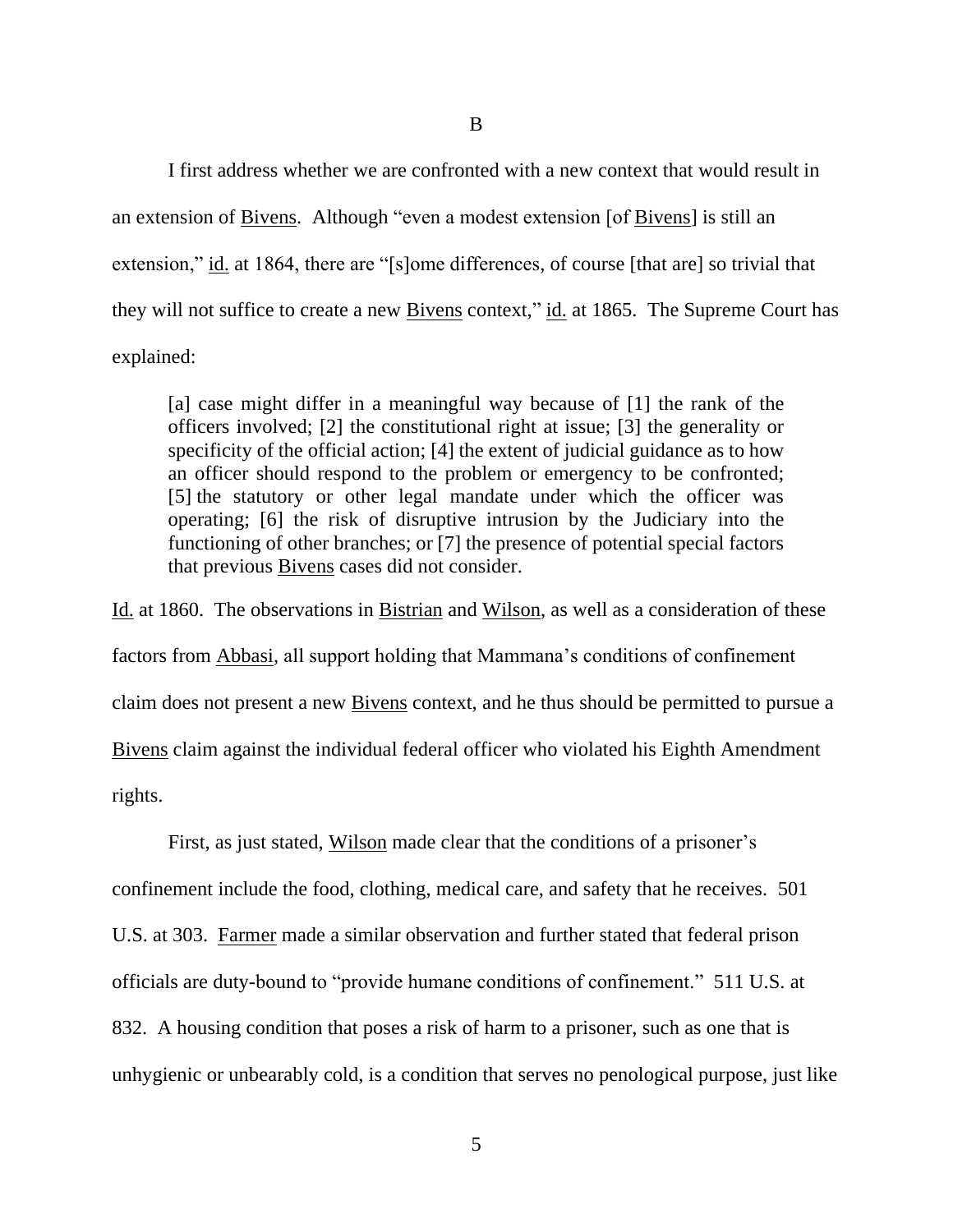B

I first address whether we are confronted with a new context that would result in an extension of Bivens. Although "even a modest extension [of Bivens] is still an extension," id. at 1864, there are "[s]ome differences, of course [that are] so trivial that they will not suffice to create a new Bivens context," id. at 1865. The Supreme Court has explained:

> [a] case might differ in a meaningful way because of [1] the rank of the officers involved; [2] the constitutional right at issue; [3] the generality or specificity of the official action; [4] the extent of judicial guidance as to how an officer should respond to the problem or emergency to be confronted; [5] the statutory or other legal mandate under which the officer was operating; [6] the risk of disruptive intrusion by the Judiciary into the functioning of other branches; or [7] the presence of potential special factors that previous Bivens cases did not consider.

Id. at 1860. The observations in Bistrian and Wilson, as well as a consideration of these factors from Abbasi, all support holding that Mammana's conditions of confinement claim does not present a new Bivens context, and he thus should be permitted to pursue a Bivens claim against the individual federal officer who violated his Eighth Amendment rights.

First, as just stated, Wilson made clear that the conditions of a prisoner's confinement include the food, clothing, medical care, and safety that he receives. 501 U.S. at 303. Farmer made a similar observation and further stated that federal prison officials are duty-bound to "provide humane conditions of confinement." 511 U.S. at 832. A housing condition that poses a risk of harm to a prisoner, such as one that is unhygienic or unbearably cold, is a condition that serves no penological purpose, just like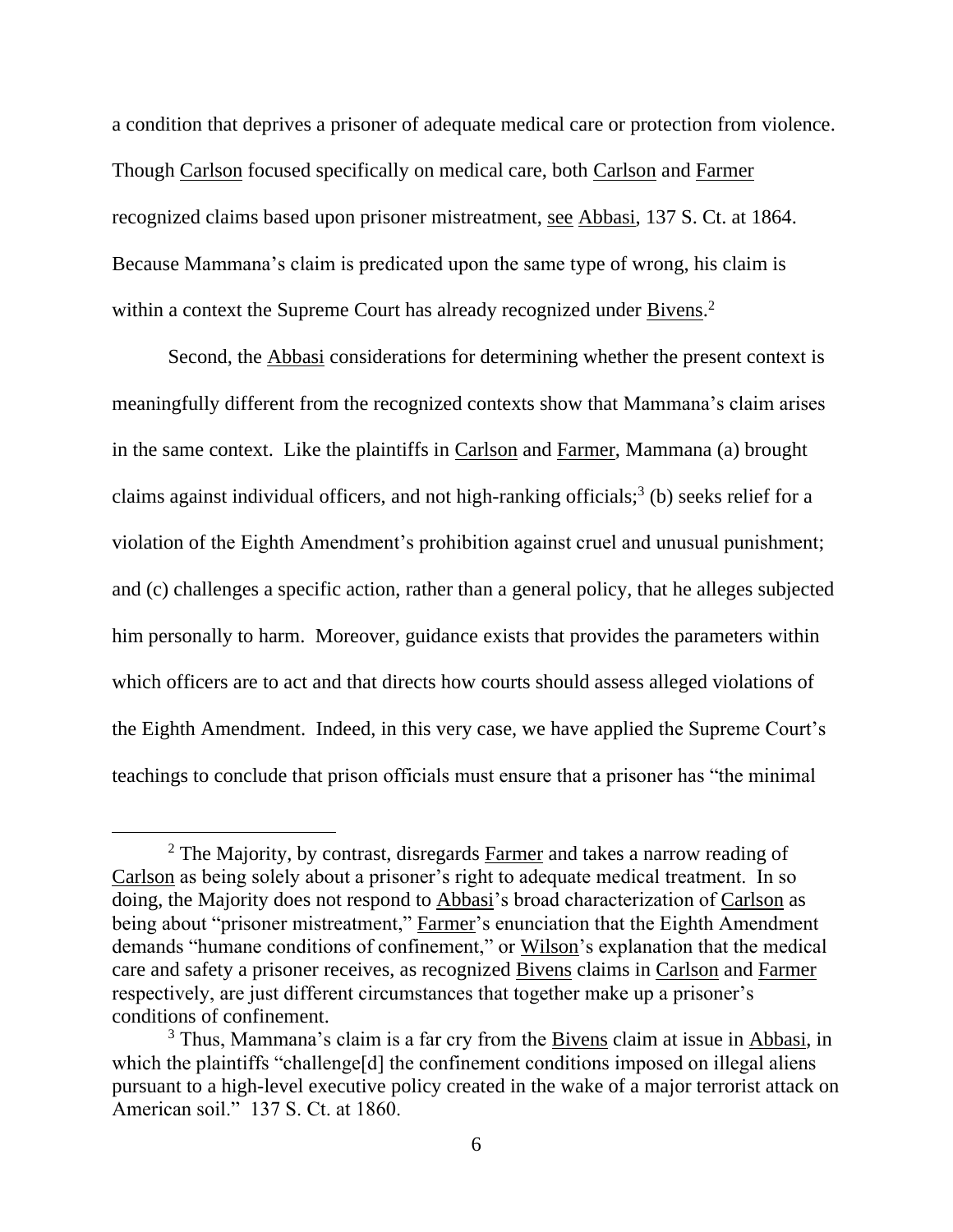a condition that deprives a prisoner of adequate medical care or protection from violence. Though Carlson focused specifically on medical care, both Carlson and Farmer recognized claims based upon prisoner mistreatment, see Abbasi, 137 S. Ct. at 1864. Because Mammana's claim is predicated upon the same type of wrong, his claim is within a context the Supreme Court has already recognized under Bivens.[2]

Second, the Abbasi considerations for determining whether the present context is meaningfully different from the recognized contexts show that Mammana's claim arises in the same context. Like the plaintiffs in Carlson and Farmer, Mammana (a) brought claims against individual officers, and not high-ranking officials;[3] (b) seeks relief for a violation of the Eighth Amendment's prohibition against cruel and unusual punishment; and (c) challenges a specific action, rather than a general policy, that he alleges subjected him personally to harm. Moreover, guidance exists that provides the parameters within which officers are to act and that directs how courts should assess alleged violations of the Eighth Amendment. Indeed, in this very case, we have applied the Supreme Court's teachings to conclude that prison officials must ensure that a prisoner has "the minimal

---

[2] The Majority, by contrast, disregards Farmer and takes a narrow reading of Carlson as being solely about a prisoner's right to adequate medical treatment. In so doing, the Majority does not respond to Abbasi's broad characterization of Carlson as being about "prisoner mistreatment," Farmer's enunciation that the Eighth Amendment demands "humane conditions of confinement," or Wilson's explanation that the medical care and safety a prisoner receives, as recognized Bivens claims in Carlson and Farmer respectively, are just different circumstances that together make up a prisoner's conditions of confinement.

[3] Thus, Mammana's claim is a far cry from the Bivens claim at issue in Abbasi, in which the plaintiffs "challenge[d] the confinement conditions imposed on illegal aliens pursuant to a high-level executive policy created in the wake of a major terrorist attack on American soil." 137 S. Ct. at 1860.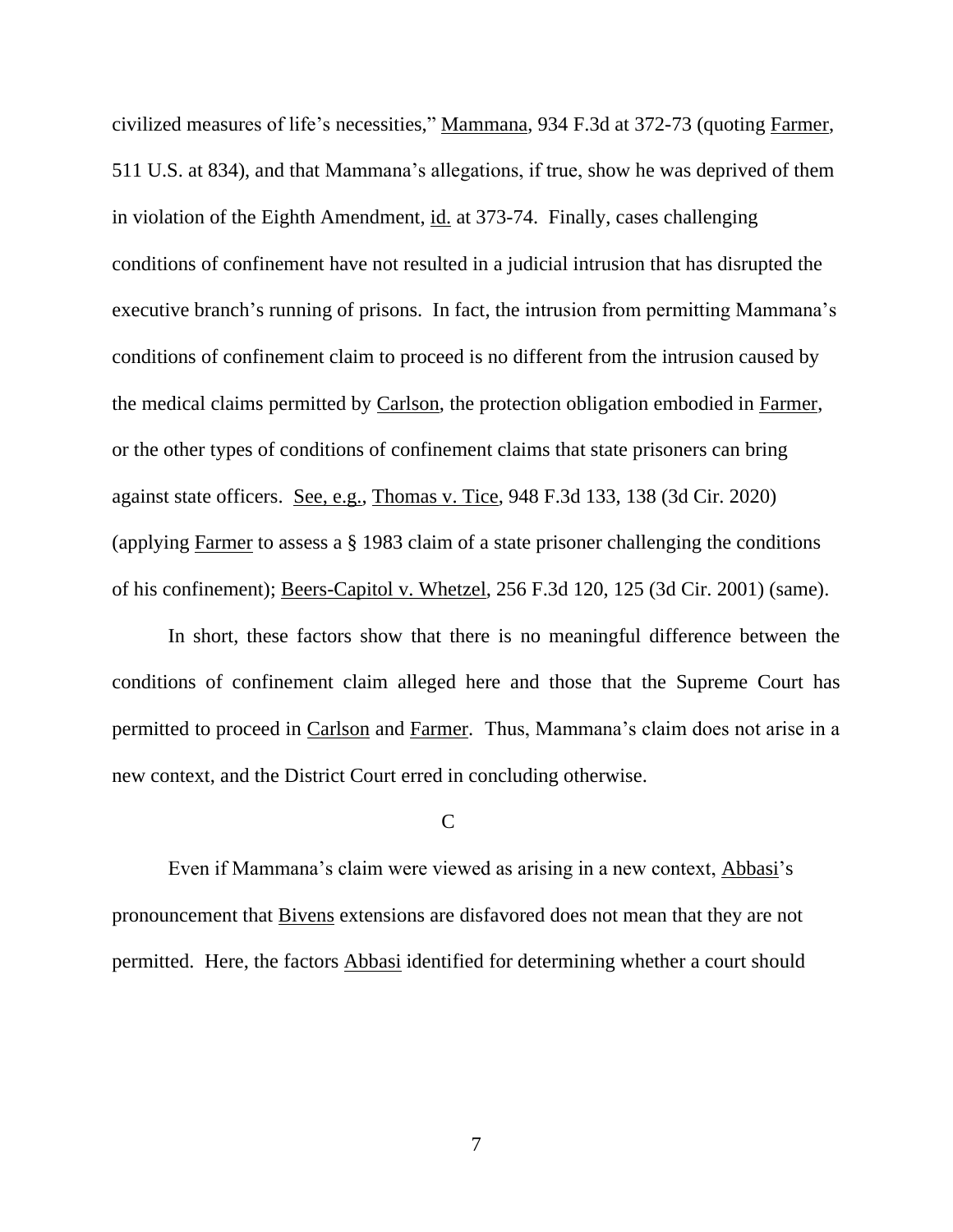civilized measures of life's necessities," Mammana, 934 F.3d at 372-73 (quoting Farmer, 511 U.S. at 834), and that Mammana's allegations, if true, show he was deprived of them in violation of the Eighth Amendment, id. at 373-74. Finally, cases challenging conditions of confinement have not resulted in a judicial intrusion that has disrupted the executive branch's running of prisons. In fact, the intrusion from permitting Mammana's conditions of confinement claim to proceed is no different from the intrusion caused by the medical claims permitted by Carlson, the protection obligation embodied in Farmer, or the other types of conditions of confinement claims that state prisoners can bring against state officers. See, e.g., Thomas v. Tice, 948 F.3d 133, 138 (3d Cir. 2020) (applying Farmer to assess a § 1983 claim of a state prisoner challenging the conditions of his confinement); Beers-Capitol v. Whetzel, 256 F.3d 120, 125 (3d Cir. 2001) (same).

In short, these factors show that there is no meaningful difference between the conditions of confinement claim alleged here and those that the Supreme Court has permitted to proceed in Carlson and Farmer. Thus, Mammana's claim does not arise in a new context, and the District Court erred in concluding otherwise.

C

Even if Mammana's claim were viewed as arising in a new context, Abbasi's pronouncement that Bivens extensions are disfavored does not mean that they are not permitted. Here, the factors Abbasi identified for determining whether a court should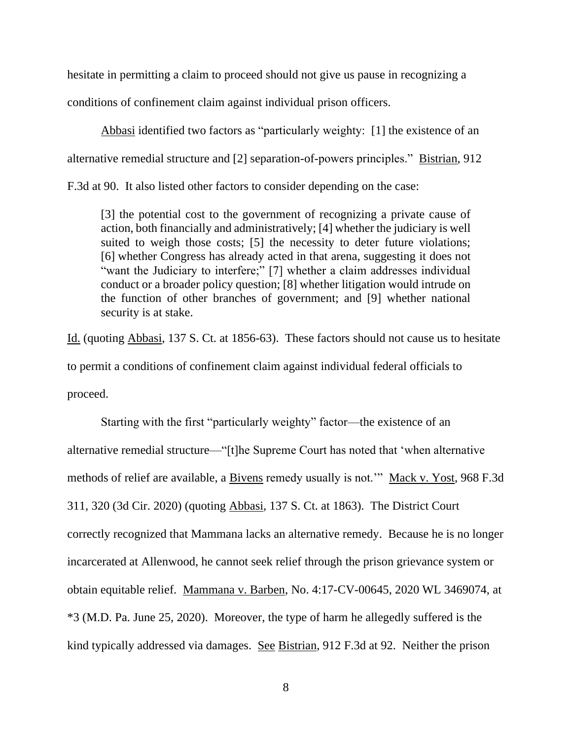hesitate in permitting a claim to proceed should not give us pause in recognizing a conditions of confinement claim against individual prison officers.

Abbasi identified two factors as "particularly weighty: [1] the existence of an alternative remedial structure and [2] separation-of-powers principles." Bistrian, 912 F.3d at 90. It also listed other factors to consider depending on the case:

> [3] the potential cost to the government of recognizing a private cause of action, both financially and administratively; [4] whether the judiciary is well suited to weigh those costs; [5] the necessity to deter future violations; [6] whether Congress has already acted in that arena, suggesting it does not "want the Judiciary to interfere;" [7] whether a claim addresses individual conduct or a broader policy question; [8] whether litigation would intrude on the function of other branches of government; and [9] whether national security is at stake.

Id. (quoting Abbasi, 137 S. Ct. at 1856-63). These factors should not cause us to hesitate to permit a conditions of confinement claim against individual federal officials to proceed.

Starting with the first "particularly weighty" factor—the existence of an alternative remedial structure—"[t]he Supreme Court has noted that 'when alternative methods of relief are available, a Bivens remedy usually is not.'" Mack v. Yost, 968 F.3d 311, 320 (3d Cir. 2020) (quoting Abbasi, 137 S. Ct. at 1863). The District Court correctly recognized that Mammana lacks an alternative remedy. Because he is no longer incarcerated at Allenwood, he cannot seek relief through the prison grievance system or obtain equitable relief. Mammana v. Barben, No. 4:17-CV-00645, 2020 WL 3469074, at *3 (M.D. Pa. June 25, 2020). Moreover, the type of harm he allegedly suffered is the kind typically addressed via damages. See Bistrian, 912 F.3d at 92. Neither the prison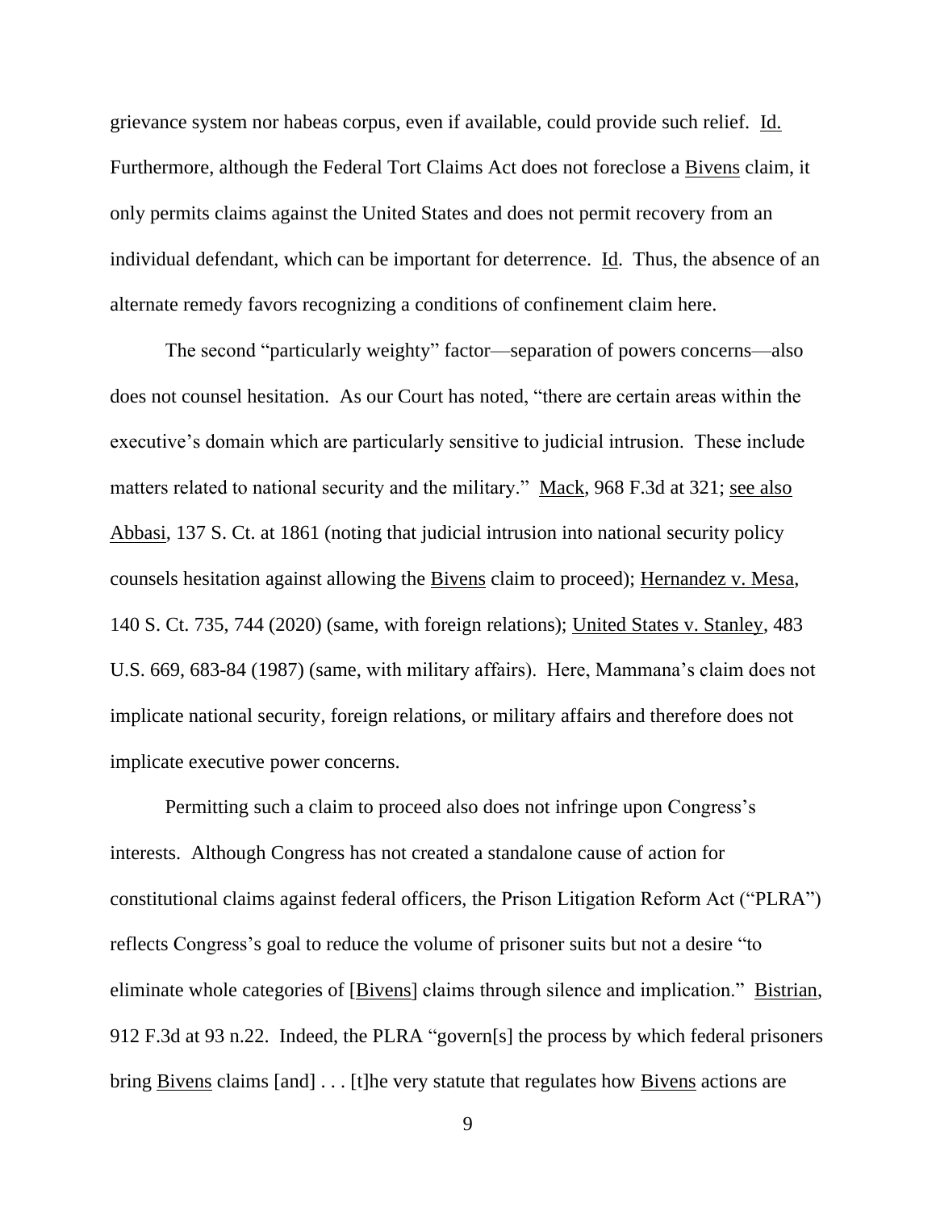grievance system nor habeas corpus, even if available, could provide such relief. Id. Furthermore, although the Federal Tort Claims Act does not foreclose a Bivens claim, it only permits claims against the United States and does not permit recovery from an individual defendant, which can be important for deterrence. Id. Thus, the absence of an alternate remedy favors recognizing a conditions of confinement claim here.

The second "particularly weighty" factor—separation of powers concerns—also does not counsel hesitation. As our Court has noted, "there are certain areas within the executive's domain which are particularly sensitive to judicial intrusion. These include matters related to national security and the military." Mack, 968 F.3d at 321; see also Abbasi, 137 S. Ct. at 1861 (noting that judicial intrusion into national security policy counsels hesitation against allowing the Bivens claim to proceed); Hernandez v. Mesa, 140 S. Ct. 735, 744 (2020) (same, with foreign relations); United States v. Stanley, 483 U.S. 669, 683-84 (1987) (same, with military affairs). Here, Mammana's claim does not implicate national security, foreign relations, or military affairs and therefore does not implicate executive power concerns.

Permitting such a claim to proceed also does not infringe upon Congress's interests. Although Congress has not created a standalone cause of action for constitutional claims against federal officers, the Prison Litigation Reform Act ("PLRA") reflects Congress's goal to reduce the volume of prisoner suits but not a desire "to eliminate whole categories of [Bivens] claims through silence and implication." Bistrian, 912 F.3d at 93 n.22. Indeed, the PLRA "govern[s] the process by which federal prisoners bring Bivens claims [and] . . . [t]he very statute that regulates how Bivens actions are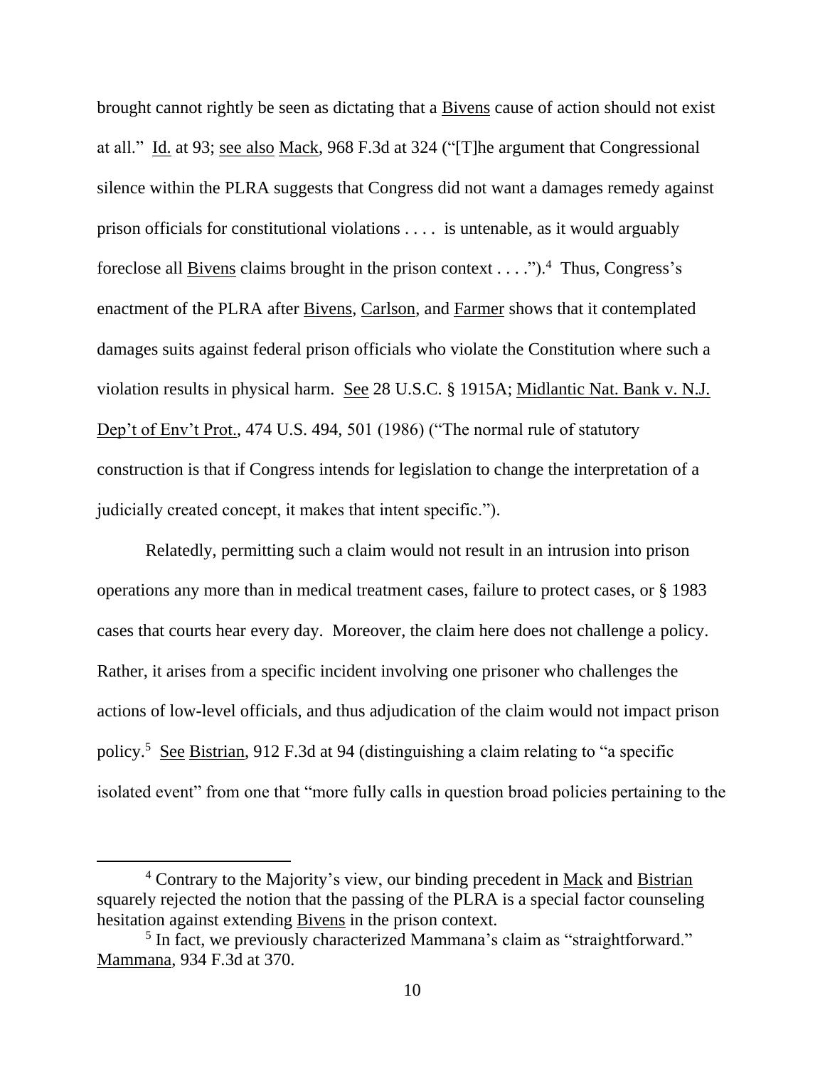brought cannot rightly be seen as dictating that a Bivens cause of action should not exist at all." Id. at 93; see also Mack, 968 F.3d at 324 ("[T]he argument that Congressional silence within the PLRA suggests that Congress did not want a damages remedy against prison officials for constitutional violations . . . . is untenable, as it would arguably foreclose all Bivens claims brought in the prison context . . . .").[4] Thus, Congress's enactment of the PLRA after Bivens, Carlson, and Farmer shows that it contemplated damages suits against federal prison officials who violate the Constitution where such a violation results in physical harm. See 28 U.S.C. § 1915A; Midlantic Nat. Bank v. N.J. Dep't of Env't Prot., 474 U.S. 494, 501 (1986) ("The normal rule of statutory construction is that if Congress intends for legislation to change the interpretation of a judicially created concept, it makes that intent specific.").

Relatedly, permitting such a claim would not result in an intrusion into prison operations any more than in medical treatment cases, failure to protect cases, or § 1983 cases that courts hear every day. Moreover, the claim here does not challenge a policy. Rather, it arises from a specific incident involving one prisoner who challenges the actions of low-level officials, and thus adjudication of the claim would not impact prison policy.[5] See Bistrian, 912 F.3d at 94 (distinguishing a claim relating to "a specific isolated event" from one that "more fully calls in question broad policies pertaining to the

---

[4] Contrary to the Majority's view, our binding precedent in Mack and Bistrian squarely rejected the notion that the passing of the PLRA is a special factor counseling hesitation against extending Bivens in the prison context.

[5] In fact, we previously characterized Mammana's claim as "straightforward." Mammana, 934 F.3d at 370.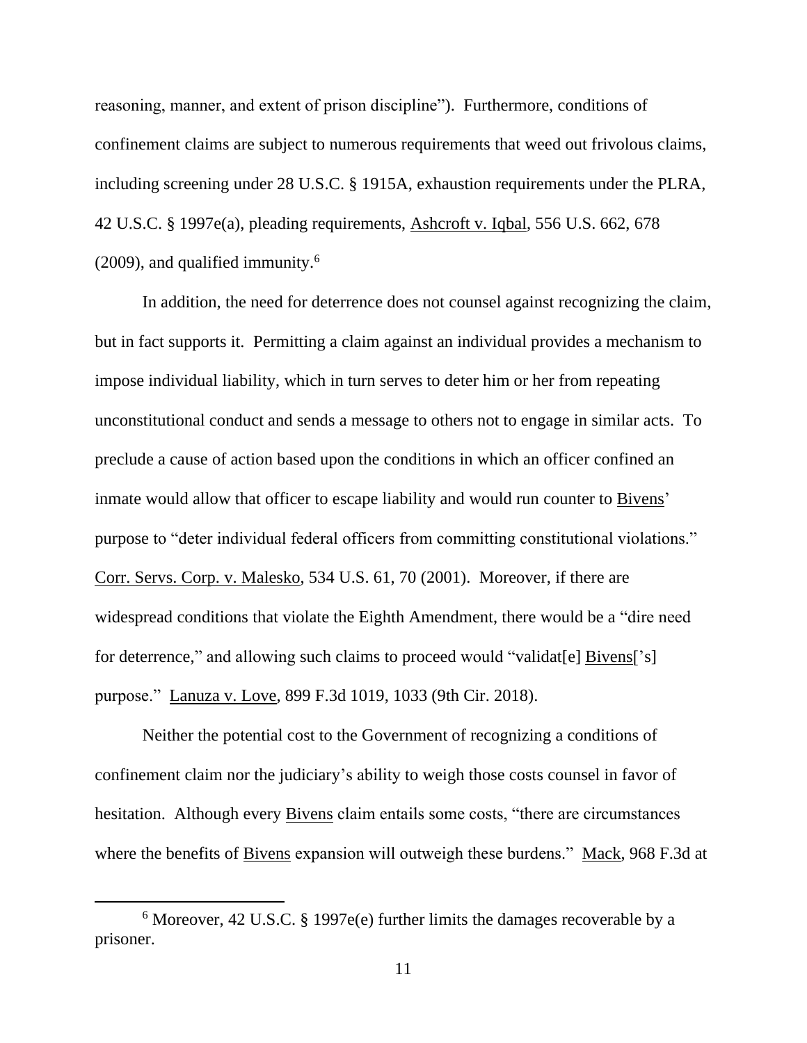reasoning, manner, and extent of prison discipline"). Furthermore, conditions of confinement claims are subject to numerous requirements that weed out frivolous claims, including screening under 28 U.S.C. § 1915A, exhaustion requirements under the PLRA, 42 U.S.C. § 1997e(a), pleading requirements, Ashcroft v. Iqbal, 556 U.S. 662, 678 (2009), and qualified immunity.[6]

In addition, the need for deterrence does not counsel against recognizing the claim, but in fact supports it. Permitting a claim against an individual provides a mechanism to impose individual liability, which in turn serves to deter him or her from repeating unconstitutional conduct and sends a message to others not to engage in similar acts. To preclude a cause of action based upon the conditions in which an officer confined an inmate would allow that officer to escape liability and would run counter to Bivens' purpose to "deter individual federal officers from committing constitutional violations." Corr. Servs. Corp. v. Malesko, 534 U.S. 61, 70 (2001). Moreover, if there are widespread conditions that violate the Eighth Amendment, there would be a "dire need for deterrence," and allowing such claims to proceed would "validat[e] Bivens['s] purpose." Lanuza v. Love, 899 F.3d 1019, 1033 (9th Cir. 2018).

Neither the potential cost to the Government of recognizing a conditions of confinement claim nor the judiciary's ability to weigh those costs counsel in favor of hesitation. Although every Bivens claim entails some costs, "there are circumstances where the benefits of Bivens expansion will outweigh these burdens." Mack, 968 F.3d at

---

[6] Moreover, 42 U.S.C. § 1997e(e) further limits the damages recoverable by a prisoner.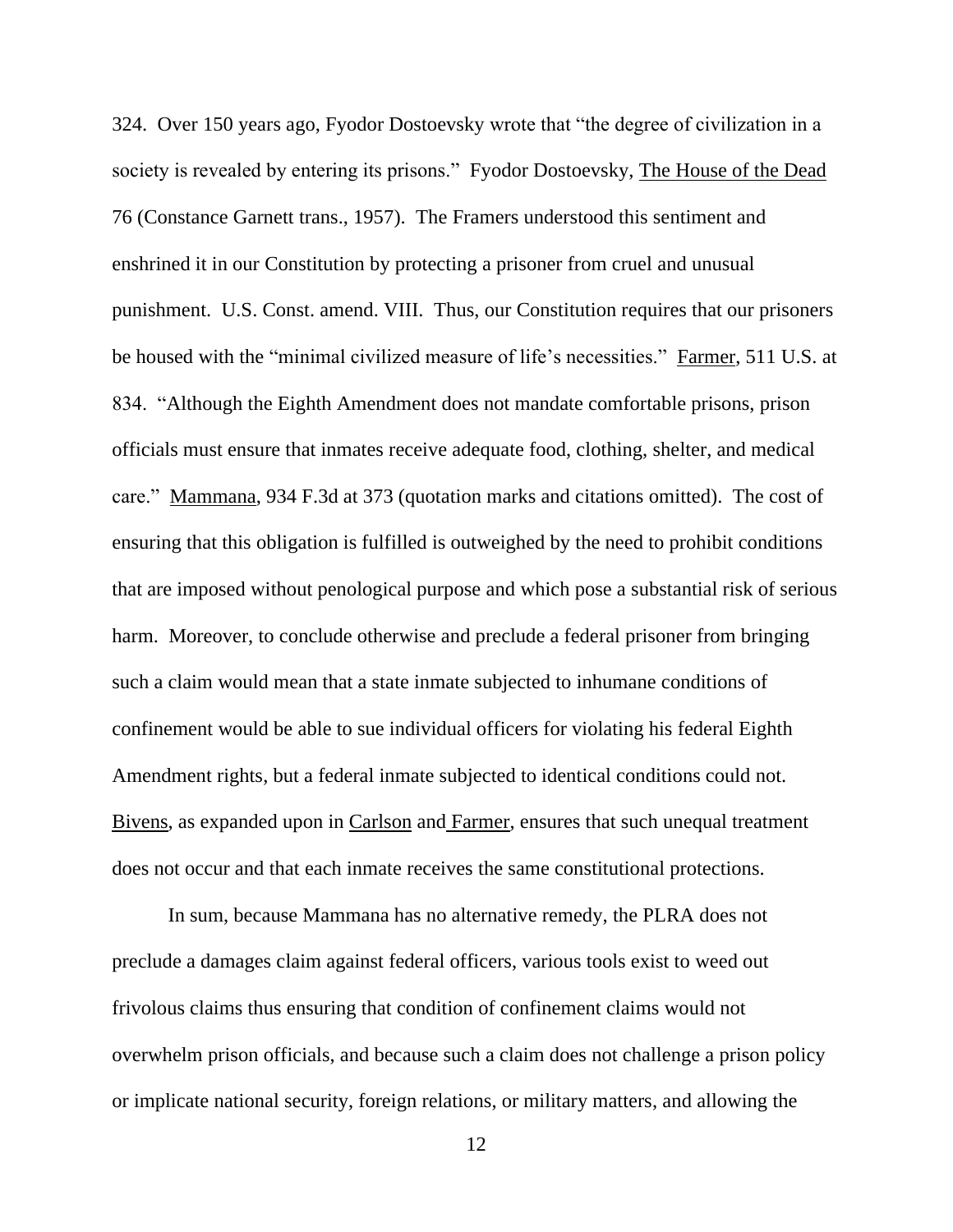324. Over 150 years ago, Fyodor Dostoevsky wrote that "the degree of civilization in a society is revealed by entering its prisons." Fyodor Dostoevsky, The House of the Dead 76 (Constance Garnett trans., 1957). The Framers understood this sentiment and enshrined it in our Constitution by protecting a prisoner from cruel and unusual punishment. U.S. Const. amend. VIII. Thus, our Constitution requires that our prisoners be housed with the "minimal civilized measure of life's necessities." Farmer, 511 U.S. at 834. "Although the Eighth Amendment does not mandate comfortable prisons, prison officials must ensure that inmates receive adequate food, clothing, shelter, and medical care." Mammana, 934 F.3d at 373 (quotation marks and citations omitted). The cost of ensuring that this obligation is fulfilled is outweighed by the need to prohibit conditions that are imposed without penological purpose and which pose a substantial risk of serious harm. Moreover, to conclude otherwise and preclude a federal prisoner from bringing such a claim would mean that a state inmate subjected to inhumane conditions of confinement would be able to sue individual officers for violating his federal Eighth Amendment rights, but a federal inmate subjected to identical conditions could not. Bivens, as expanded upon in Carlson and Farmer, ensures that such unequal treatment does not occur and that each inmate receives the same constitutional protections.

In sum, because Mammana has no alternative remedy, the PLRA does not preclude a damages claim against federal officers, various tools exist to weed out frivolous claims thus ensuring that condition of confinement claims would not overwhelm prison officials, and because such a claim does not challenge a prison policy or implicate national security, foreign relations, or military matters, and allowing the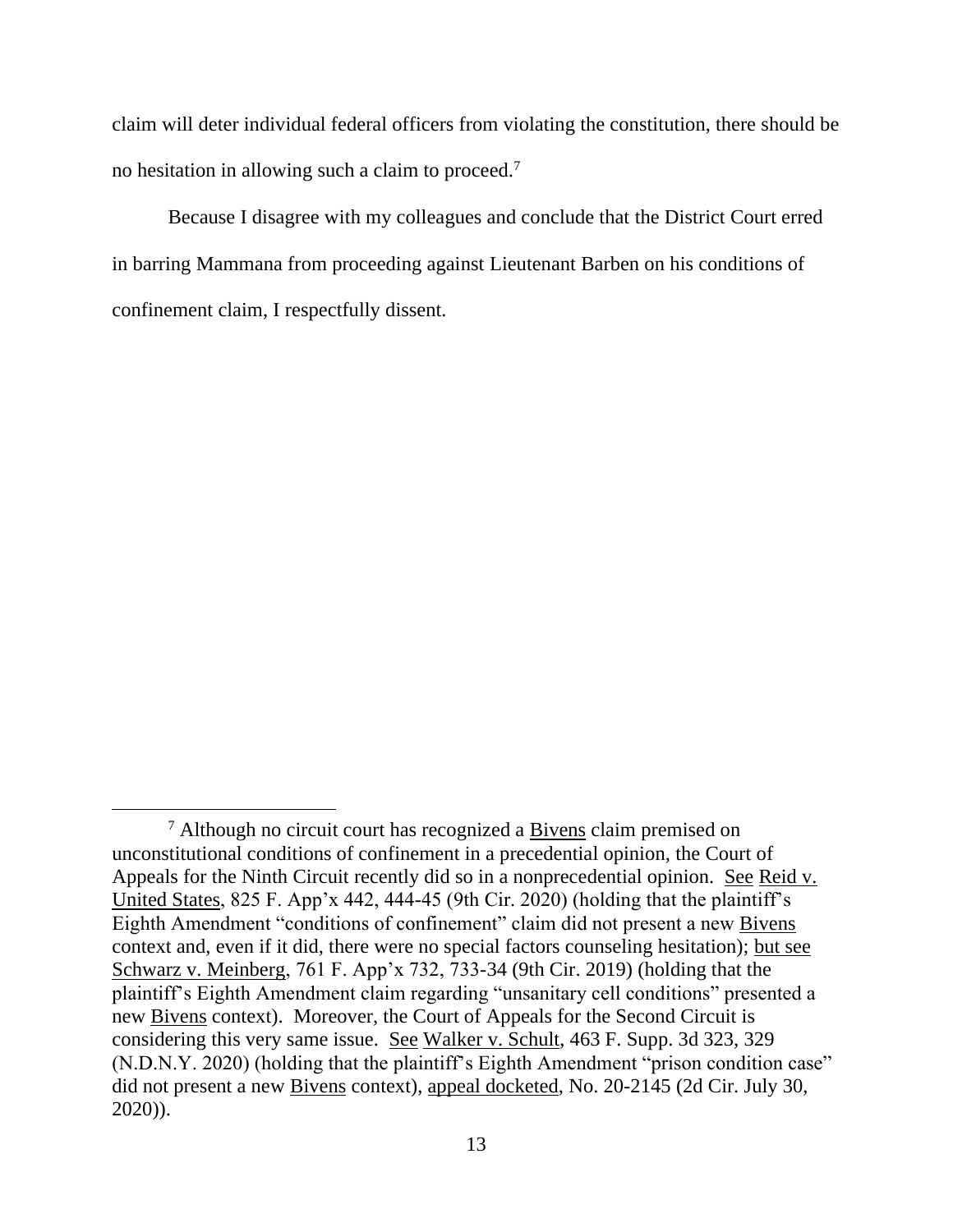claim will deter individual federal officers from violating the constitution, there should be no hesitation in allowing such a claim to proceed.[7]

Because I disagree with my colleagues and conclude that the District Court erred in barring Mammana from proceeding against Lieutenant Barben on his conditions of confinement claim, I respectfully dissent.

[7] Although no circuit court has recognized a Bivens claim premised on unconstitutional conditions of confinement in a precedential opinion, the Court of Appeals for the Ninth Circuit recently did so in a nonprecedential opinion. See Reid v. United States, 825 F. App'x 442, 444-45 (9th Cir. 2020) (holding that the plaintiff's Eighth Amendment "conditions of confinement" claim did not present a new Bivens context and, even if it did, there were no special factors counseling hesitation); but see Schwarz v. Meinberg, 761 F. App'x 732, 733-34 (9th Cir. 2019) (holding that the plaintiff's Eighth Amendment claim regarding "unsanitary cell conditions" presented a new Bivens context). Moreover, the Court of Appeals for the Second Circuit is considering this very same issue. See Walker v. Schult, 463 F. Supp. 3d 323, 329 (N.D.N.Y. 2020) (holding that the plaintiff's Eighth Amendment "prison condition case" did not present a new Bivens context), appeal docketed, No. 20-2145 (2d Cir. July 30, 2020)).